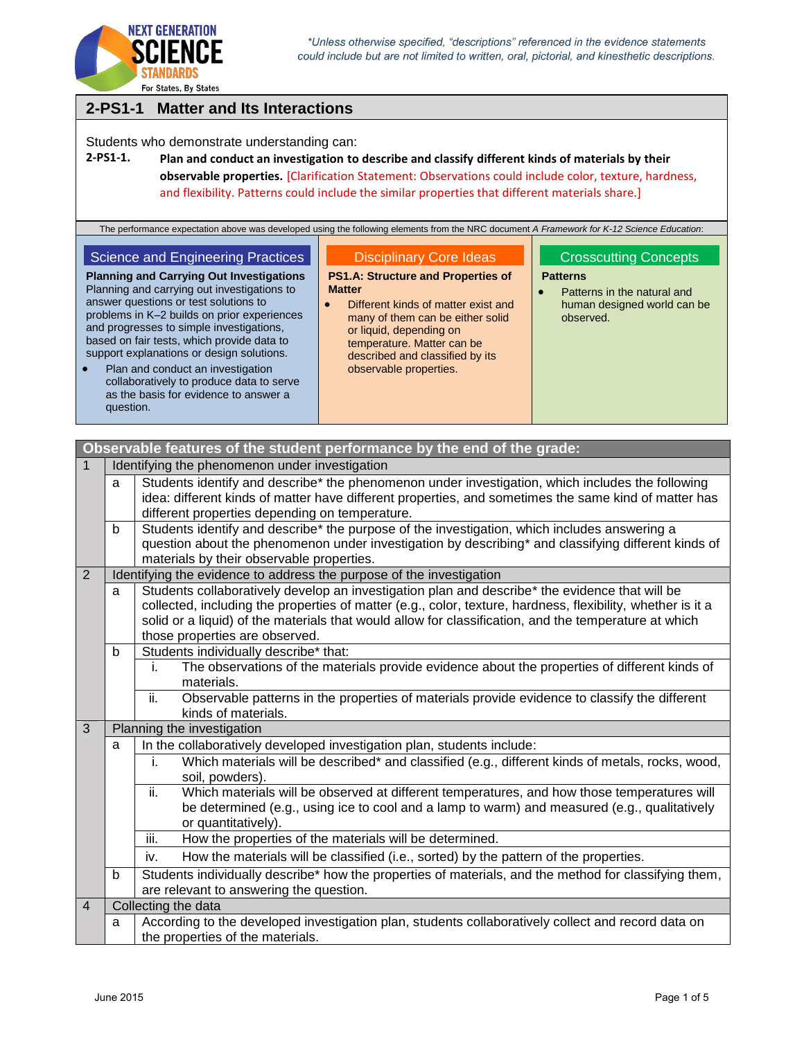*\*Unless otherwise specified, "descriptions" referenced in the evidence statements could include but are not limited to written, oral, pictorial, and kinesthetic descriptions.*

## 2-PS1-1 Matter and Its Interactions

Students who demonstrate understanding can:

**2-PS1-1. Plan and conduct an investigation to describe and classify different kinds of materials by their observable properties.** [Clarification Statement: Observations could include color, texture, hardness, and flexibility. Patterns could include the similar properties that different materials share.]

The performance expectation above was developed using the following elements from the NRC document *A Framework for K-12 Science Education*:

| Science and Engineering Practices | Disciplinary Core Ideas | Crosscutting Concepts |
|---|---|---|
| **Planning and Carrying Out Investigations** Planning and carrying out investigations to answer questions or test solutions to problems in K–2 builds on prior experiences and progresses to simple investigations, based on fair tests, which provide data to support explanations or design solutions. <br>• Plan and conduct an investigation collaboratively to produce data to serve as the basis for evidence to answer a question. | **PS1.A: Structure and Properties of Matter** <br>• Different kinds of matter exist and many of them can be either solid or liquid, depending on temperature. Matter can be described and classified by its observable properties. | **Patterns** <br>• Patterns in the natural and human designed world can be observed. |

| Observable features of the student performance by the end of the grade: | | | |
|---|---|---|---|
| 1 | Identifying the phenomenon under investigation | | |
| | a | Students identify and describe* the phenomenon under investigation, which includes the following idea: different kinds of matter have different properties, and sometimes the same kind of matter has different properties depending on temperature. | |
| | b | Students identify and describe* the purpose of the investigation, which includes answering a question about the phenomenon under investigation by describing* and classifying different kinds of materials by their observable properties. | |
| 2 | Identifying the evidence to address the purpose of the investigation | | |
| | a | Students collaboratively develop an investigation plan and describe* the evidence that will be collected, including the properties of matter (e.g., color, texture, hardness, flexibility, whether is it a solid or a liquid) of the materials that would allow for classification, and the temperature at which those properties are observed. | |
| | b | Students individually describe* that: | |
| | | i. | The observations of the materials provide evidence about the properties of different kinds of materials. |
| | | ii. | Observable patterns in the properties of materials provide evidence to classify the different kinds of materials. |
| 3 | Planning the investigation | | |
| | a | In the collaboratively developed investigation plan, students include: | |
| | | i. | Which materials will be described* and classified (e.g., different kinds of metals, rocks, wood, soil, powders). |
| | | ii. | Which materials will be observed at different temperatures, and how those temperatures will be determined (e.g., using ice to cool and a lamp to warm) and measured (e.g., qualitatively or quantitatively). |
| | | iii. | How the properties of the materials will be determined. |
| | | iv. | How the materials will be classified (i.e., sorted) by the pattern of the properties. |
| | b | Students individually describe* how the properties of materials, and the method for classifying them, are relevant to answering the question. | |
| 4 | Collecting the data | | |
| | a | According to the developed investigation plan, students collaboratively collect and record data on the properties of the materials. | |

June 2015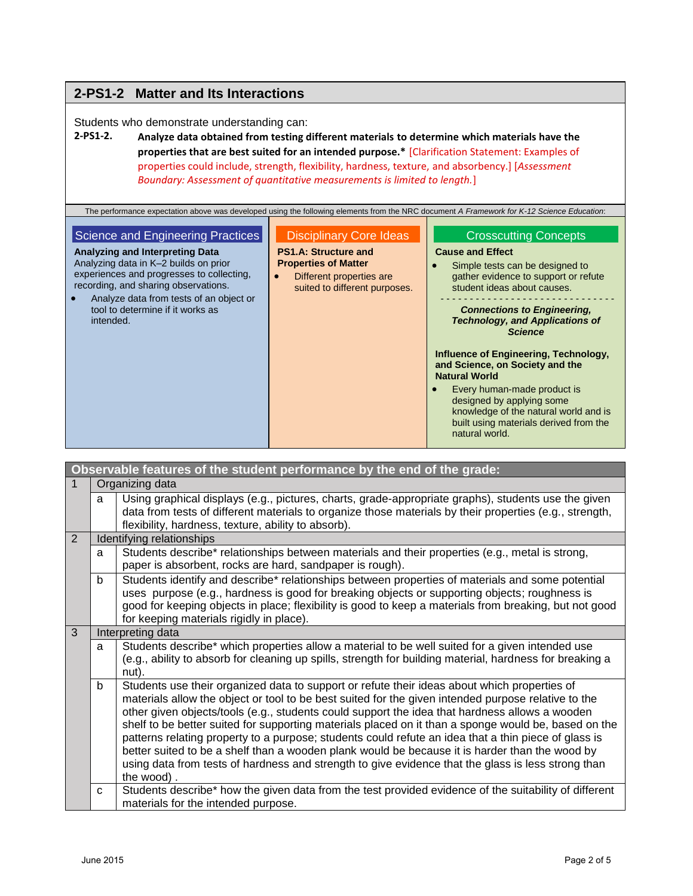## 2-PS1-2 Matter and Its Interactions

Students who demonstrate understanding can:

**2-PS1-2.** **Analyze data obtained from testing different materials to determine which materials have the properties that are best suited for an intended purpose.*** [Clarification Statement: Examples of properties could include, strength, flexibility, hardness, texture, and absorbency.] [*Assessment Boundary: Assessment of quantitative measurements is limited to length.*]

The performance expectation above was developed using the following elements from the NRC document *A Framework for K-12 Science Education*:

### Science and Engineering Practices

**Analyzing and Interpreting Data**

Analyzing data in K–2 builds on prior experiences and progresses to collecting, recording, and sharing observations.

- Analyze data from tests of an object or tool to determine if it works as intended.

### Disciplinary Core Ideas

**PS1.A: Structure and Properties of Matter**

- Different properties are suited to different purposes.

### Crosscutting Concepts

**Cause and Effect**

- Simple tests can be designed to gather evidence to support or refute student ideas about causes.

---

***Connections to Engineering, Technology, and Applications of Science***

**Influence of Engineering, Technology, and Science, on Society and the Natural World**

- Every human-made product is designed by applying some knowledge of the natural world and is built using materials derived from the natural world.

| Observable features of the student performance by the end of the grade: | | |
|---|---|---|
| 1 | Organizing data | |
| | a | Using graphical displays (e.g., pictures, charts, grade-appropriate graphs), students use the given data from tests of different materials to organize those materials by their properties (e.g., strength, flexibility, hardness, texture, ability to absorb). |
| 2 | Identifying relationships | |
| | a | Students describe* relationships between materials and their properties (e.g., metal is strong, paper is absorbent, rocks are hard, sandpaper is rough). |
| | b | Students identify and describe* relationships between properties of materials and some potential uses purpose (e.g., hardness is good for breaking objects or supporting objects; roughness is good for keeping objects in place; flexibility is good to keep a materials from breaking, but not good for keeping materials rigidly in place). |
| 3 | Interpreting data | |
| | a | Students describe* which properties allow a material to be well suited for a given intended use (e.g., ability to absorb for cleaning up spills, strength for building material, hardness for breaking a nut). |
| | b | Students use their organized data to support or refute their ideas about which properties of materials allow the object or tool to be best suited for the given intended purpose relative to the other given objects/tools (e.g., students could support the idea that hardness allows a wooden shelf to be better suited for supporting materials placed on it than a sponge would be, based on the patterns relating property to a purpose; students could refute an idea that a thin piece of glass is better suited to be a shelf than a wooden plank would be because it is harder than the wood by using data from tests of hardness and strength to give evidence that the glass is less strong than the wood) . |
| | c | Students describe* how the given data from the test provided evidence of the suitability of different materials for the intended purpose. |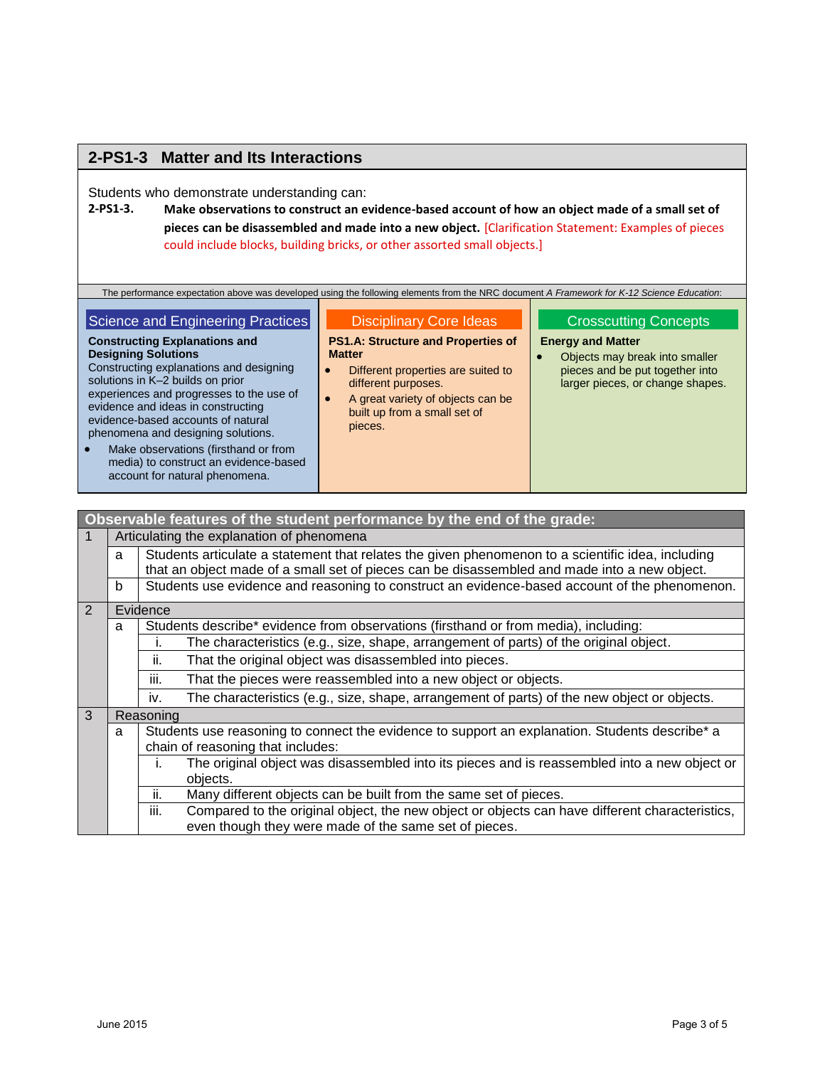## 2-PS1-3 Matter and Its Interactions

Students who demonstrate understanding can:

**2-PS1-3.** **Make observations to construct an evidence-based account of how an object made of a small set of pieces can be disassembled and made into a new object.** [Clarification Statement: Examples of pieces could include blocks, building bricks, or other assorted small objects.]

The performance expectation above was developed using the following elements from the NRC document *A Framework for K-12 Science Education*:

### Science and Engineering Practices

**Constructing Explanations and Designing Solutions**

Constructing explanations and designing solutions in K–2 builds on prior experiences and progresses to the use of evidence and ideas in constructing evidence-based accounts of natural phenomena and designing solutions.

- Make observations (firsthand or from media) to construct an evidence-based account for natural phenomena.

### Disciplinary Core Ideas

**PS1.A: Structure and Properties of Matter**

- Different properties are suited to different purposes.
- A great variety of objects can be built up from a small set of pieces.

### Crosscutting Concepts

**Energy and Matter**

- Objects may break into smaller pieces and be put together into larger pieces, or change shapes.

| Observable features of the student performance by the end of the grade: | | | |
|---|---|---|---|
| 1 | Articulating the explanation of phenomena | | |
| | a | Students articulate a statement that relates the given phenomenon to a scientific idea, including that an object made of a small set of pieces can be disassembled and made into a new object. | |
| | b | Students use evidence and reasoning to construct an evidence-based account of the phenomenon. | |
| 2 | Evidence | | |
| | a | Students describe* evidence from observations (firsthand or from media), including: | |
| | | i. | The characteristics (e.g., size, shape, arrangement of parts) of the original object. |
| | | ii. | That the original object was disassembled into pieces. |
| | | iii. | That the pieces were reassembled into a new object or objects. |
| | | iv. | The characteristics (e.g., size, shape, arrangement of parts) of the new object or objects. |
| 3 | Reasoning | | |
| | a | Students use reasoning to connect the evidence to support an explanation. Students describe* a chain of reasoning that includes: | |
| | | i. | The original object was disassembled into its pieces and is reassembled into a new object or objects. |
| | | ii. | Many different objects can be built from the same set of pieces. |
| | | iii. | Compared to the original object, the new object or objects can have different characteristics, even though they were made of the same set of pieces. |

June 2015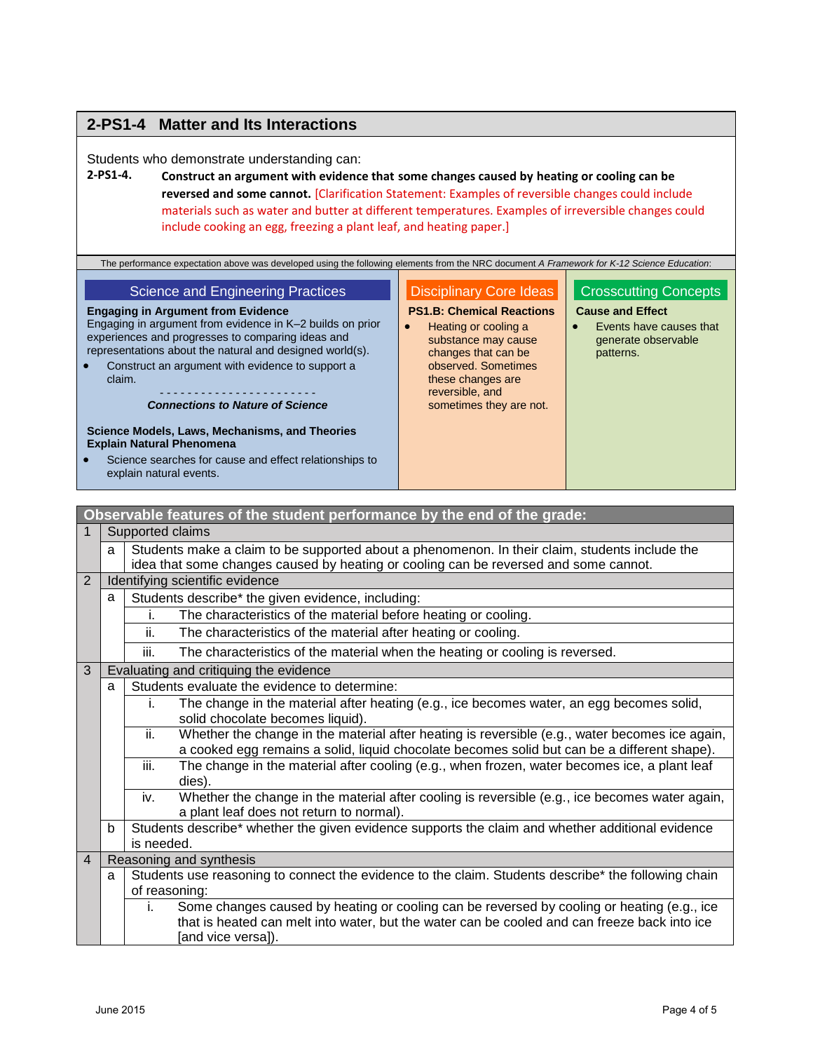## 2-PS1-4 Matter and Its Interactions

Students who demonstrate understanding can:

**2-PS1-4.** **Construct an argument with evidence that some changes caused by heating or cooling can be reversed and some cannot.** [Clarification Statement: Examples of reversible changes could include materials such as water and butter at different temperatures. Examples of irreversible changes could include cooking an egg, freezing a plant leaf, and heating paper.]

The performance expectation above was developed using the following elements from the NRC document *A Framework for K-12 Science Education*:

| Science and Engineering Practices | Disciplinary Core Ideas | Crosscutting Concepts |
|---|---|---|
| **Engaging in Argument from Evidence**<br>Engaging in argument from evidence in K–2 builds on prior experiences and progresses to comparing ideas and representations about the natural and designed world(s).<br>• Construct an argument with evidence to support a claim.<br>- - - - - - - - - - - - - - - - - - - - - - - -<br>***Connections to Nature of Science***<br><br>**Science Models, Laws, Mechanisms, and Theories Explain Natural Phenomena**<br>• Science searches for cause and effect relationships to explain natural events. | **PS1.B: Chemical Reactions**<br>• Heating or cooling a substance may cause changes that can be observed. Sometimes these changes are reversible, and sometimes they are not. | **Cause and Effect**<br>• Events have causes that generate observable patterns. |

| Observable features of the student performance by the end of the grade: | | | |
|---|---|---|---|
| 1 | Supported claims | | |
| | a | Students make a claim to be supported about a phenomenon. In their claim, students include the idea that some changes caused by heating or cooling can be reversed and some cannot. | |
| 2 | Identifying scientific evidence | | |
| | a | Students describe* the given evidence, including: | |
| | | i. | The characteristics of the material before heating or cooling. |
| | | ii. | The characteristics of the material after heating or cooling. |
| | | iii. | The characteristics of the material when the heating or cooling is reversed. |
| 3 | Evaluating and critiquing the evidence | | |
| | a | Students evaluate the evidence to determine: | |
| | | i. | The change in the material after heating (e.g., ice becomes water, an egg becomes solid, solid chocolate becomes liquid). |
| | | ii. | Whether the change in the material after heating is reversible (e.g., water becomes ice again, a cooked egg remains a solid, liquid chocolate becomes solid but can be a different shape). |
| | | iii. | The change in the material after cooling (e.g., when frozen, water becomes ice, a plant leaf dies). |
| | | iv. | Whether the change in the material after cooling is reversible (e.g., ice becomes water again, a plant leaf does not return to normal). |
| | b | Students describe* whether the given evidence supports the claim and whether additional evidence is needed. | |
| 4 | Reasoning and synthesis | | |
| | a | Students use reasoning to connect the evidence to the claim. Students describe* the following chain of reasoning: | |
| | | i. | Some changes caused by heating or cooling can be reversed by cooling or heating (e.g., ice that is heated can melt into water, but the water can be cooled and can freeze back into ice [and vice versa]). |

June 2015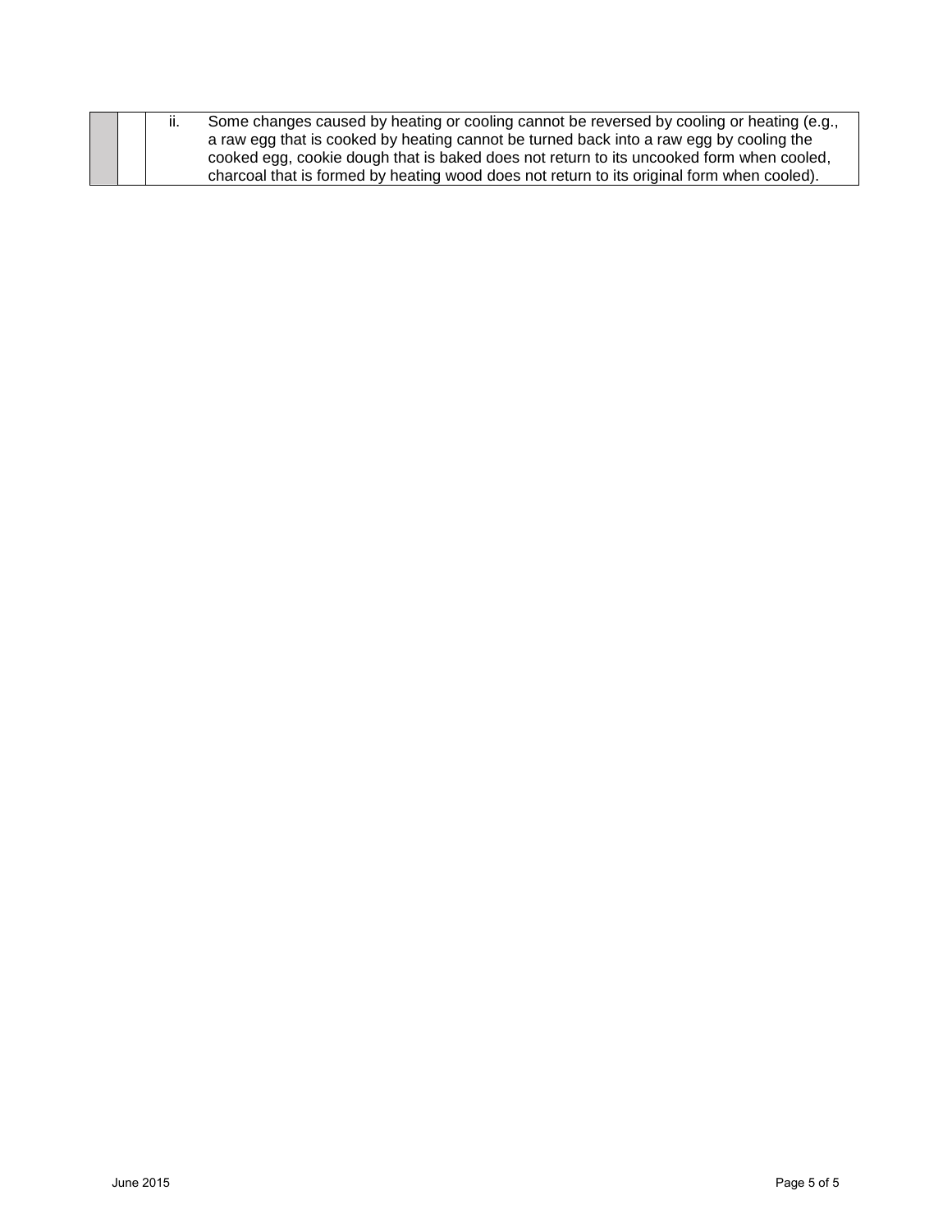| | | | |
|---|---|---|---|
| | | ii. | Some changes caused by heating or cooling cannot be reversed by cooling or heating (e.g., a raw egg that is cooked by heating cannot be turned back into a raw egg by cooling the cooked egg, cookie dough that is baked does not return to its uncooked form when cooled, charcoal that is formed by heating wood does not return to its original form when cooled). |

June 2015